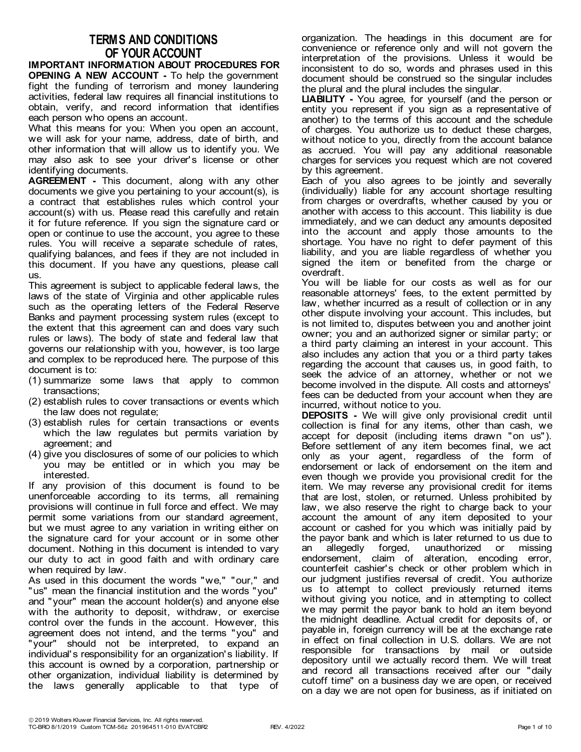# TERMS AND CONDITIONS OF YOUR ACCOUNT

**IMPORTANT INFORMATION ABOUT PROCEDURES FOR OPENING A NEW ACCOUNT -** To help the government fight the funding of terrorism and money laundering activities, federal law requires all financial institutions to obtain, verify, and record information that identifies each person who opens an account.

What this means for you: When you open an account, we will ask for your name, address, date of birth, and other information that will allow us to identify you. We may also ask to see your driver's license or other identifying documents.

**AGREEMENT -** This document, along with any other documents we give you pertaining to your account(s), is a contract that establishes rules which control your account(s) with us. Please read this carefully and retain it for future reference. If you sign the signature card or open or continue to use the account, you agree to these rules. You will receive a separate schedule of rates, qualifying balances, and fees if they are not included in this document. If you have any questions, please call us.

This agreement is subject to applicable federal laws, the laws of the state of Virginia and other applicable rules such as the operating letters of the Federal Reserve Banks and payment processing system rules (except to the extent that this agreement can and does vary such rules or laws). The body of state and federal law that governs our relationship with you, however, is too large and complex to be reproduced here. The purpose of this document is to:

(1) summarize some laws that apply to common transactions;
(2) establish rules to cover transactions or events which the law does not regulate;
(3) establish rules for certain transactions or events which the law regulates but permits variation by agreement; and
(4) give you disclosures of some of our policies to which you may be entitled or in which you may be interested.

If any provision of this document is found to be unenforceable according to its terms, all remaining provisions will continue in full force and effect. We may permit some variations from our standard agreement, but we must agree to any variation in writing either on the signature card for your account or in some other document. Nothing in this document is intended to vary our duty to act in good faith and with ordinary care when required by law.

As used in this document the words "we," "our," and "us" mean the financial institution and the words "you" and "your" mean the account holder(s) and anyone else with the authority to deposit, withdraw, or exercise control over the funds in the account. However, this agreement does not intend, and the terms "you" and "your" should not be interpreted, to expand an individual's responsibility for an organization's liability. If this account is owned by a corporation, partnership or other organization, individual liability is determined by the laws generally applicable to that type of organization. The headings in this document are for convenience or reference only and will not govern the interpretation of the provisions. Unless it would be inconsistent to do so, words and phrases used in this document should be construed so the singular includes the plural and the plural includes the singular.

**LIABILITY -** You agree, for yourself (and the person or entity you represent if you sign as a representative of another) to the terms of this account and the schedule of charges. You authorize us to deduct these charges, without notice to you, directly from the account balance as accrued. You will pay any additional reasonable charges for services you request which are not covered by this agreement.

Each of you also agrees to be jointly and severally (individually) liable for any account shortage resulting from charges or overdrafts, whether caused by you or another with access to this account. This liability is due immediately, and we can deduct any amounts deposited into the account and apply those amounts to the shortage. You have no right to defer payment of this liability, and you are liable regardless of whether you signed the item or benefited from the charge or overdraft.

You will be liable for our costs as well as for our reasonable attorneys' fees, to the extent permitted by law, whether incurred as a result of collection or in any other dispute involving your account. This includes, but is not limited to, disputes between you and another joint owner; you and an authorized signer or similar party; or a third party claiming an interest in your account. This also includes any action that you or a third party takes regarding the account that causes us, in good faith, to seek the advice of an attorney, whether or not we become involved in the dispute. All costs and attorneys' fees can be deducted from your account when they are incurred, without notice to you.

**DEPOSITS -** We will give only provisional credit until collection is final for any items, other than cash, we accept for deposit (including items drawn "on us"). Before settlement of any item becomes final, we act only as your agent, regardless of the form of endorsement or lack of endorsement on the item and even though we provide you provisional credit for the item. We may reverse any provisional credit for items that are lost, stolen, or returned. Unless prohibited by law, we also reserve the right to charge back to your account the amount of any item deposited to your account or cashed for you which was initially paid by the payor bank and which is later returned to us due to an allegedly forged, unauthorized or missing endorsement, claim of alteration, encoding error, counterfeit cashier's check or other problem which in our judgment justifies reversal of credit. You authorize us to attempt to collect previously returned items without giving you notice, and in attempting to collect we may permit the payor bank to hold an item beyond the midnight deadline. Actual credit for deposits of, or payable in, foreign currency will be at the exchange rate in effect on final collection in U.S. dollars. We are not responsible for transactions by mail or outside depository until we actually record them. We will treat and record all transactions received after our "daily cutoff time" on a business day we are open, or received on a day we are not open for business, as if initiated on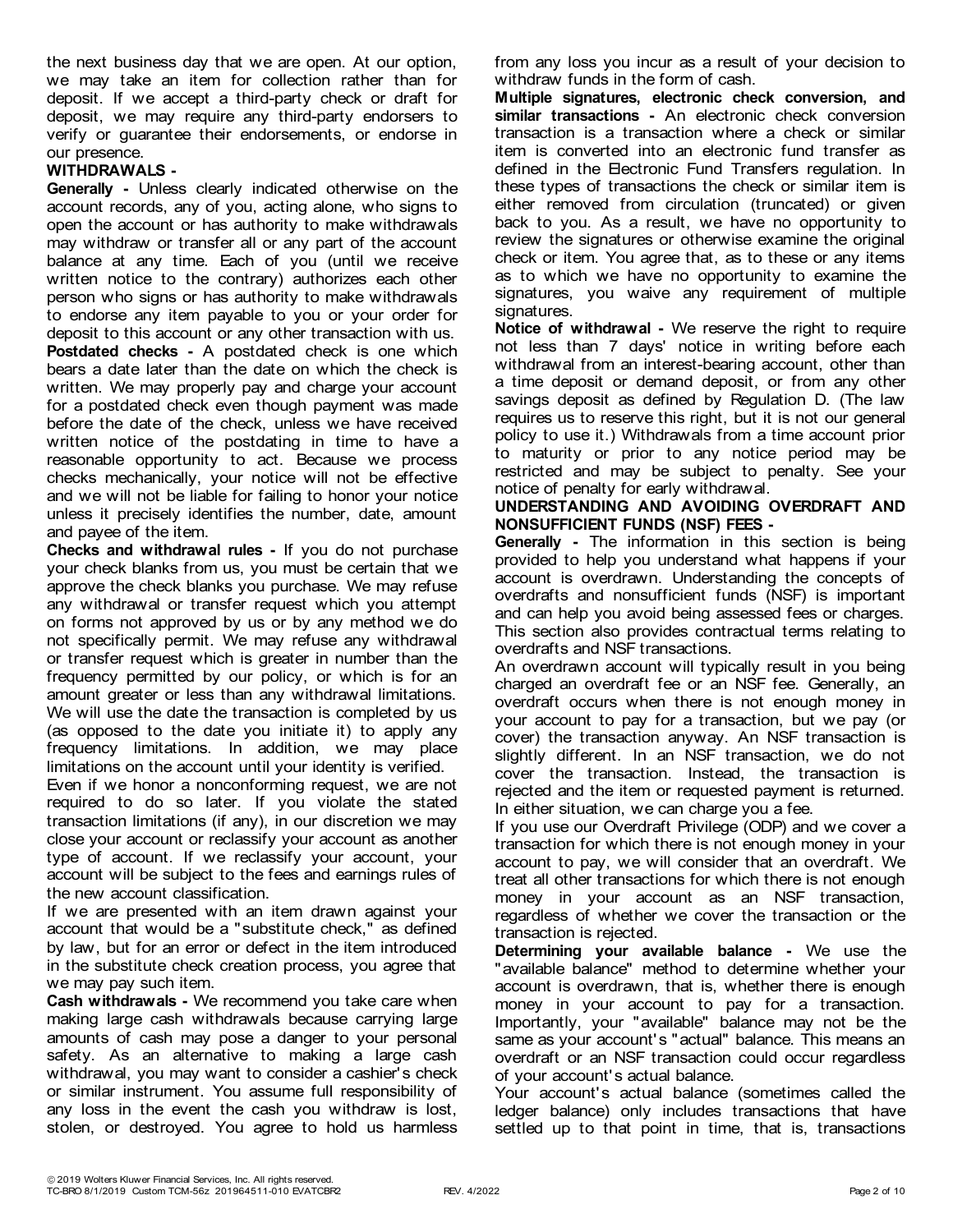the next business day that we are open. At our option, we may take an item for collection rather than for deposit. If we accept a third-party check or draft for deposit, we may require any third-party endorsers to verify or guarantee their endorsements, or endorse in our presence.

**WITHDRAWALS -**

**Generally -** Unless clearly indicated otherwise on the account records, any of you, acting alone, who signs to open the account or has authority to make withdrawals may withdraw or transfer all or any part of the account balance at any time. Each of you (until we receive written notice to the contrary) authorizes each other person who signs or has authority to make withdrawals to endorse any item payable to you or your order for deposit to this account or any other transaction with us.

**Postdated checks -** A postdated check is one which bears a date later than the date on which the check is written. We may properly pay and charge your account for a postdated check even though payment was made before the date of the check, unless we have received written notice of the postdating in time to have a reasonable opportunity to act. Because we process checks mechanically, your notice will not be effective and we will not be liable for failing to honor your notice unless it precisely identifies the number, date, amount and payee of the item.

**Checks and withdrawal rules -** If you do not purchase your check blanks from us, you must be certain that we approve the check blanks you purchase. We may refuse any withdrawal or transfer request which you attempt on forms not approved by us or by any method we do not specifically permit. We may refuse any withdrawal or transfer request which is greater in number than the frequency permitted by our policy, or which is for an amount greater or less than any withdrawal limitations. We will use the date the transaction is completed by us (as opposed to the date you initiate it) to apply any frequency limitations. In addition, we may place limitations on the account until your identity is verified.

Even if we honor a nonconforming request, we are not required to do so later. If you violate the stated transaction limitations (if any), in our discretion we may close your account or reclassify your account as another type of account. If we reclassify your account, your account will be subject to the fees and earnings rules of the new account classification.

If we are presented with an item drawn against your account that would be a "substitute check," as defined by law, but for an error or defect in the item introduced in the substitute check creation process, you agree that we may pay such item.

**Cash withdrawals -** We recommend you take care when making large cash withdrawals because carrying large amounts of cash may pose a danger to your personal safety. As an alternative to making a large cash withdrawal, you may want to consider a cashier's check or similar instrument. You assume full responsibility of any loss in the event the cash you withdraw is lost, stolen, or destroyed. You agree to hold us harmless from any loss you incur as a result of your decision to withdraw funds in the form of cash.

**Multiple signatures, electronic check conversion, and similar transactions -** An electronic check conversion transaction is a transaction where a check or similar item is converted into an electronic fund transfer as defined in the Electronic Fund Transfers regulation. In these types of transactions the check or similar item is either removed from circulation (truncated) or given back to you. As a result, we have no opportunity to review the signatures or otherwise examine the original check or item. You agree that, as to these or any items as to which we have no opportunity to examine the signatures, you waive any requirement of multiple signatures.

**Notice of withdrawal -** We reserve the right to require not less than 7 days' notice in writing before each withdrawal from an interest-bearing account, other than a time deposit or demand deposit, or from any other savings deposit as defined by Regulation D. (The law requires us to reserve this right, but it is not our general policy to use it.) Withdrawals from a time account prior to maturity or prior to any notice period may be restricted and may be subject to penalty. See your notice of penalty for early withdrawal.

**UNDERSTANDING AND AVOIDING OVERDRAFT AND NONSUFFICIENT FUNDS (NSF) FEES -**

**Generally -** The information in this section is being provided to help you understand what happens if your account is overdrawn. Understanding the concepts of overdrafts and nonsufficient funds (NSF) is important and can help you avoid being assessed fees or charges. This section also provides contractual terms relating to overdrafts and NSF transactions.

An overdrawn account will typically result in you being charged an overdraft fee or an NSF fee. Generally, an overdraft occurs when there is not enough money in your account to pay for a transaction, but we pay (or cover) the transaction anyway. An NSF transaction is slightly different. In an NSF transaction, we do not cover the transaction. Instead, the transaction is rejected and the item or requested payment is returned. In either situation, we can charge you a fee.

If you use our Overdraft Privilege (ODP) and we cover a transaction for which there is not enough money in your account to pay, we will consider that an overdraft. We treat all other transactions for which there is not enough money in your account as an NSF transaction, regardless of whether we cover the transaction or the transaction is rejected.

**Determining your available balance -** We use the "available balance" method to determine whether your account is overdrawn, that is, whether there is enough money in your account to pay for a transaction. Importantly, your "available" balance may not be the same as your account's "actual" balance. This means an overdraft or an NSF transaction could occur regardless of your account's actual balance.

Your account's actual balance (sometimes called the ledger balance) only includes transactions that have settled up to that point in time, that is, transactions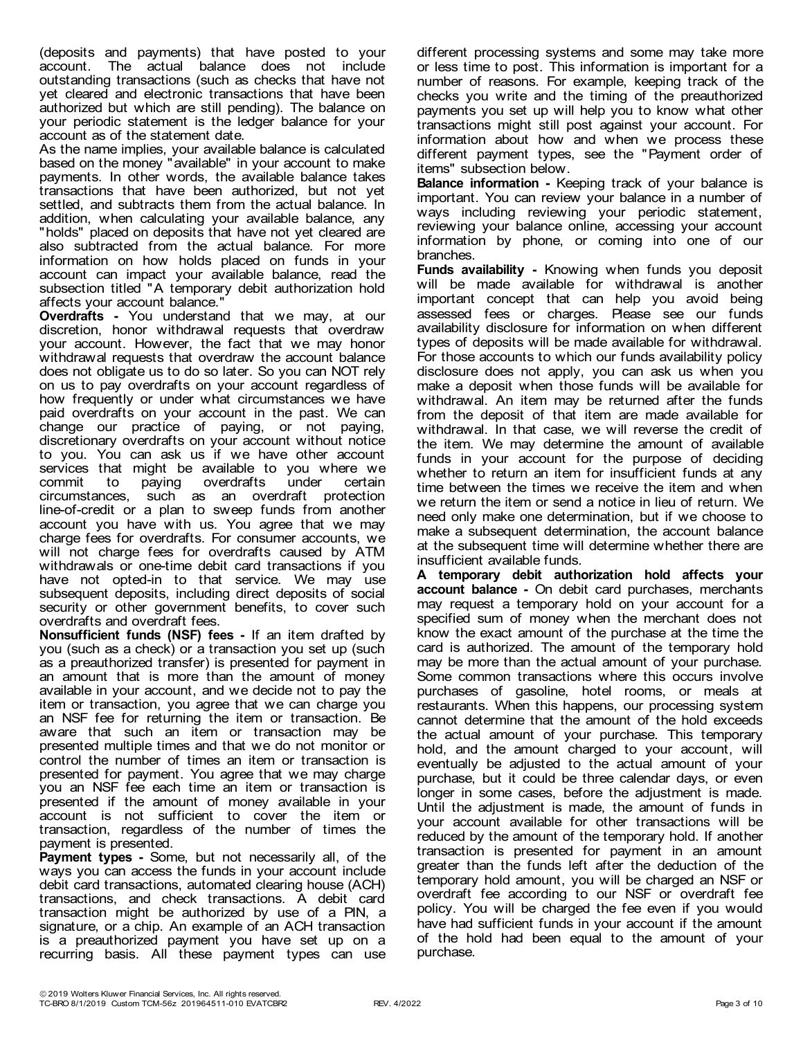(deposits and payments) that have posted to your account. The actual balance does not include outstanding transactions (such as checks that have not yet cleared and electronic transactions that have been authorized but which are still pending). The balance on your periodic statement is the ledger balance for your account as of the statement date.

As the name implies, your available balance is calculated based on the money "available" in your account to make payments. In other words, the available balance takes transactions that have been authorized, but not yet settled, and subtracts them from the actual balance. In addition, when calculating your available balance, any "holds" placed on deposits that have not yet cleared are also subtracted from the actual balance. For more information on how holds placed on funds in your account can impact your available balance, read the subsection titled "A temporary debit authorization hold affects your account balance."

**Overdrafts -** You understand that we may, at our discretion, honor withdrawal requests that overdraw your account. However, the fact that we may honor withdrawal requests that overdraw the account balance does not obligate us to do so later. So you can NOT rely on us to pay overdrafts on your account regardless of how frequently or under what circumstances we have paid overdrafts on your account in the past. We can change our practice of paying, or not paying, discretionary overdrafts on your account without notice to you. You can ask us if we have other account services that might be available to you where we commit to paying overdrafts under certain circumstances, such as an overdraft protection line-of-credit or a plan to sweep funds from another account you have with us. You agree that we may charge fees for overdrafts. For consumer accounts, we will not charge fees for overdrafts caused by ATM withdrawals or one-time debit card transactions if you have not opted-in to that service. We may use subsequent deposits, including direct deposits of social security or other government benefits, to cover such overdrafts and overdraft fees.

**Nonsufficient funds (NSF) fees -** If an item drafted by you (such as a check) or a transaction you set up (such as a preauthorized transfer) is presented for payment in an amount that is more than the amount of money available in your account, and we decide not to pay the item or transaction, you agree that we can charge you an NSF fee for returning the item or transaction. Be aware that such an item or transaction may be presented multiple times and that we do not monitor or control the number of times an item or transaction is presented for payment. You agree that we may charge you an NSF fee each time an item or transaction is presented if the amount of money available in your account is not sufficient to cover the item or transaction, regardless of the number of times the payment is presented.

**Payment types -** Some, but not necessarily all, of the ways you can access the funds in your account include debit card transactions, automated clearing house (ACH) transactions, and check transactions. A debit card transaction might be authorized by use of a PIN, a signature, or a chip. An example of an ACH transaction is a preauthorized payment you have set up on a recurring basis. All these payment types can use different processing systems and some may take more or less time to post. This information is important for a number of reasons. For example, keeping track of the checks you write and the timing of the preauthorized payments you set up will help you to know what other transactions might still post against your account. For information about how and when we process these different payment types, see the "Payment order of items" subsection below.

**Balance information -** Keeping track of your balance is important. You can review your balance in a number of ways including reviewing your periodic statement, reviewing your balance online, accessing your account information by phone, or coming into one of our branches.

**Funds availability -** Knowing when funds you deposit will be made available for withdrawal is another important concept that can help you avoid being assessed fees or charges. Please see our funds availability disclosure for information on when different types of deposits will be made available for withdrawal. For those accounts to which our funds availability policy disclosure does not apply, you can ask us when you make a deposit when those funds will be available for withdrawal. An item may be returned after the funds from the deposit of that item are made available for withdrawal. In that case, we will reverse the credit of the item. We may determine the amount of available funds in your account for the purpose of deciding whether to return an item for insufficient funds at any time between the times we receive the item and when we return the item or send a notice in lieu of return. We need only make one determination, but if we choose to make a subsequent determination, the account balance at the subsequent time will determine whether there are insufficient available funds.

**A temporary debit authorization hold affects your account balance -** On debit card purchases, merchants may request a temporary hold on your account for a specified sum of money when the merchant does not know the exact amount of the purchase at the time the card is authorized. The amount of the temporary hold may be more than the actual amount of your purchase. Some common transactions where this occurs involve purchases of gasoline, hotel rooms, or meals at restaurants. When this happens, our processing system cannot determine that the amount of the hold exceeds the actual amount of your purchase. This temporary hold, and the amount charged to your account, will eventually be adjusted to the actual amount of your purchase, but it could be three calendar days, or even longer in some cases, before the adjustment is made. Until the adjustment is made, the amount of funds in your account available for other transactions will be reduced by the amount of the temporary hold. If another transaction is presented for payment in an amount greater than the funds left after the deduction of the temporary hold amount, you will be charged an NSF or overdraft fee according to our NSF or overdraft fee policy. You will be charged the fee even if you would have had sufficient funds in your account if the amount of the hold had been equal to the amount of your purchase.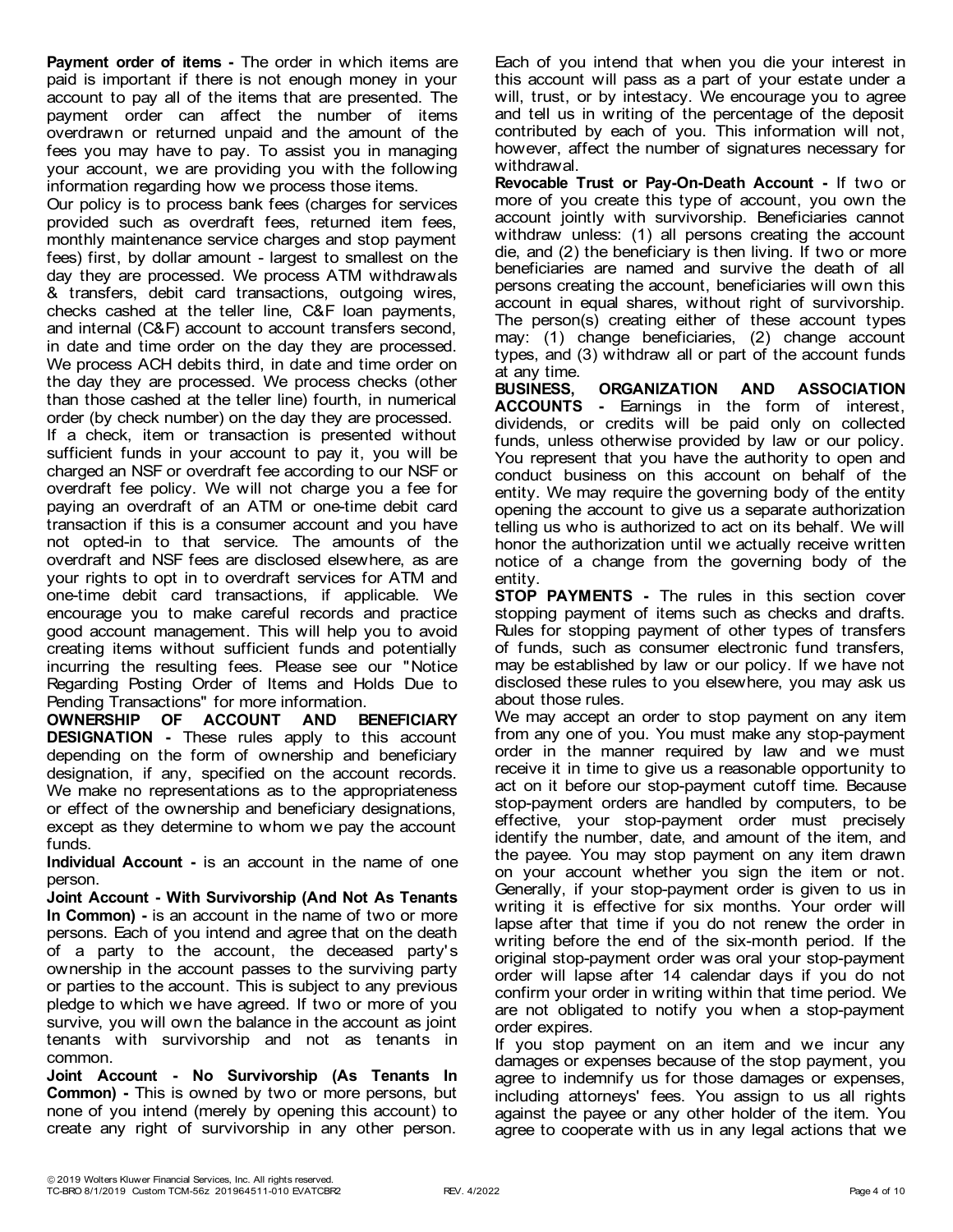**Payment order of items -** The order in which items are paid is important if there is not enough money in your account to pay all of the items that are presented. The payment order can affect the number of items overdrawn or returned unpaid and the amount of the fees you may have to pay. To assist you in managing your account, we are providing you with the following information regarding how we process those items.

Our policy is to process bank fees (charges for services provided such as overdraft fees, returned item fees, monthly maintenance service charges and stop payment fees) first, by dollar amount - largest to smallest on the day they are processed. We process ATM withdrawals & transfers, debit card transactions, outgoing wires, checks cashed at the teller line, C&F loan payments, and internal (C&F) account to account transfers second, in date and time order on the day they are processed. We process ACH debits third, in date and time order on the day they are processed. We process checks (other than those cashed at the teller line) fourth, in numerical order (by check number) on the day they are processed.

If a check, item or transaction is presented without sufficient funds in your account to pay it, you will be charged an NSF or overdraft fee according to our NSF or overdraft fee policy. We will not charge you a fee for paying an overdraft of an ATM or one-time debit card transaction if this is a consumer account and you have not opted-in to that service. The amounts of the overdraft and NSF fees are disclosed elsewhere, as are your rights to opt in to overdraft services for ATM and one-time debit card transactions, if applicable. We encourage you to make careful records and practice good account management. This will help you to avoid creating items without sufficient funds and potentially incurring the resulting fees. Please see our "Notice Regarding Posting Order of Items and Holds Due to Pending Transactions" for more information.

**OWNERSHIP OF ACCOUNT AND BENEFICIARY DESIGNATION -** These rules apply to this account depending on the form of ownership and beneficiary designation, if any, specified on the account records. We make no representations as to the appropriateness or effect of the ownership and beneficiary designations, except as they determine to whom we pay the account funds.

**Individual Account -** is an account in the name of one person.

**Joint Account - With Survivorship (And Not As Tenants In Common) -** is an account in the name of two or more persons. Each of you intend and agree that on the death of a party to the account, the deceased party's ownership in the account passes to the surviving party or parties to the account. This is subject to any previous pledge to which we have agreed. If two or more of you survive, you will own the balance in the account as joint tenants with survivorship and not as tenants in common.

**Joint Account - No Survivorship (As Tenants In Common) -** This is owned by two or more persons, but none of you intend (merely by opening this account) to create any right of survivorship in any other person. Each of you intend that when you die your interest in this account will pass as a part of your estate under a will, trust, or by intestacy. We encourage you to agree and tell us in writing of the percentage of the deposit contributed by each of you. This information will not, however, affect the number of signatures necessary for withdrawal.

**Revocable Trust or Pay-On-Death Account -** If two or more of you create this type of account, you own the account jointly with survivorship. Beneficiaries cannot withdraw unless: (1) all persons creating the account die, and (2) the beneficiary is then living. If two or more beneficiaries are named and survive the death of all persons creating the account, beneficiaries will own this account in equal shares, without right of survivorship. The person(s) creating either of these account types may: (1) change beneficiaries, (2) change account types, and (3) withdraw all or part of the account funds at any time.

**BUSINESS, ORGANIZATION AND ASSOCIATION ACCOUNTS -** Earnings in the form of interest, dividends, or credits will be paid only on collected funds, unless otherwise provided by law or our policy. You represent that you have the authority to open and conduct business on this account on behalf of the entity. We may require the governing body of the entity opening the account to give us a separate authorization telling us who is authorized to act on its behalf. We will honor the authorization until we actually receive written notice of a change from the governing body of the entity.

**STOP PAYMENTS -** The rules in this section cover stopping payment of items such as checks and drafts. Rules for stopping payment of other types of transfers of funds, such as consumer electronic fund transfers, may be established by law or our policy. If we have not disclosed these rules to you elsewhere, you may ask us about those rules.

We may accept an order to stop payment on any item from any one of you. You must make any stop-payment order in the manner required by law and we must receive it in time to give us a reasonable opportunity to act on it before our stop-payment cutoff time. Because stop-payment orders are handled by computers, to be effective, your stop-payment order must precisely identify the number, date, and amount of the item, and the payee. You may stop payment on any item drawn on your account whether you sign the item or not. Generally, if your stop-payment order is given to us in writing it is effective for six months. Your order will lapse after that time if you do not renew the order in writing before the end of the six-month period. If the original stop-payment order was oral your stop-payment order will lapse after 14 calendar days if you do not confirm your order in writing within that time period. We are not obligated to notify you when a stop-payment order expires.

If you stop payment on an item and we incur any damages or expenses because of the stop payment, you agree to indemnify us for those damages or expenses, including attorneys' fees. You assign to us all rights against the payee or any other holder of the item. You agree to cooperate with us in any legal actions that we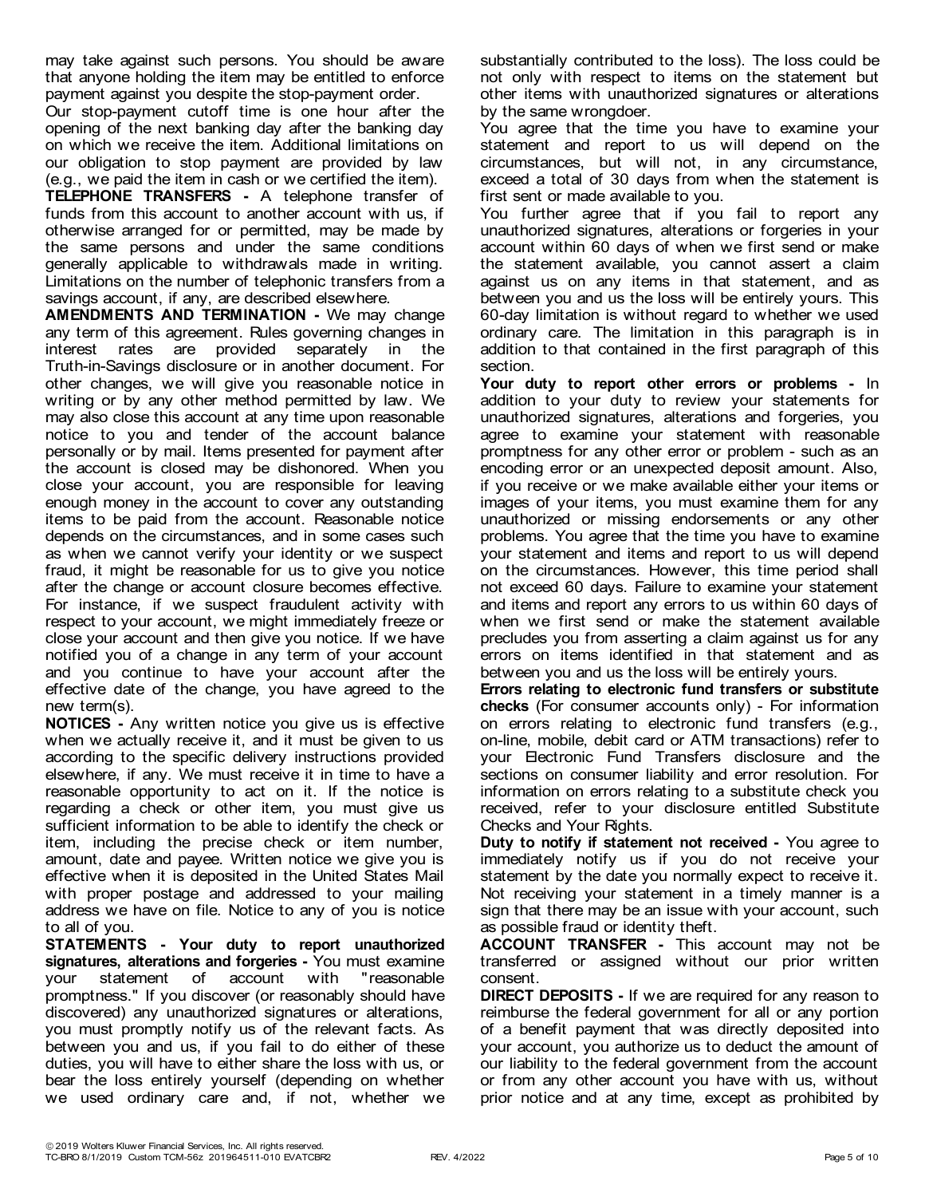may take against such persons. You should be aware that anyone holding the item may be entitled to enforce payment against you despite the stop-payment order.

Our stop-payment cutoff time is one hour after the opening of the next banking day after the banking day on which we receive the item. Additional limitations on our obligation to stop payment are provided by law (e.g., we paid the item in cash or we certified the item).

**TELEPHONE TRANSFERS -** A telephone transfer of funds from this account to another account with us, if otherwise arranged for or permitted, may be made by the same persons and under the same conditions generally applicable to withdrawals made in writing. Limitations on the number of telephonic transfers from a savings account, if any, are described elsewhere.

**AMENDMENTS AND TERMINATION -** We may change any term of this agreement. Rules governing changes in interest rates are provided separately in the Truth-in-Savings disclosure or in another document. For other changes, we will give you reasonable notice in writing or by any other method permitted by law. We may also close this account at any time upon reasonable notice to you and tender of the account balance personally or by mail. Items presented for payment after the account is closed may be dishonored. When you close your account, you are responsible for leaving enough money in the account to cover any outstanding items to be paid from the account. Reasonable notice depends on the circumstances, and in some cases such as when we cannot verify your identity or we suspect fraud, it might be reasonable for us to give you notice after the change or account closure becomes effective. For instance, if we suspect fraudulent activity with respect to your account, we might immediately freeze or close your account and then give you notice. If we have notified you of a change in any term of your account and you continue to have your account after the effective date of the change, you have agreed to the new term(s).

**NOTICES -** Any written notice you give us is effective when we actually receive it, and it must be given to us according to the specific delivery instructions provided elsewhere, if any. We must receive it in time to have a reasonable opportunity to act on it. If the notice is regarding a check or other item, you must give us sufficient information to be able to identify the check or item, including the precise check or item number, amount, date and payee. Written notice we give you is effective when it is deposited in the United States Mail with proper postage and addressed to your mailing address we have on file. Notice to any of you is notice to all of you.

**STATEMENTS - Your duty to report unauthorized signatures, alterations and forgeries -** You must examine your statement of account with "reasonable promptness." If you discover (or reasonably should have discovered) any unauthorized signatures or alterations, you must promptly notify us of the relevant facts. As between you and us, if you fail to do either of these duties, you will have to either share the loss with us, or bear the loss entirely yourself (depending on whether we used ordinary care and, if not, whether we substantially contributed to the loss). The loss could be not only with respect to items on the statement but other items with unauthorized signatures or alterations by the same wrongdoer.

You agree that the time you have to examine your statement and report to us will depend on the circumstances, but will not, in any circumstance, exceed a total of 30 days from when the statement is first sent or made available to you.

You further agree that if you fail to report any unauthorized signatures, alterations or forgeries in your account within 60 days of when we first send or make the statement available, you cannot assert a claim against us on any items in that statement, and as between you and us the loss will be entirely yours. This 60-day limitation is without regard to whether we used ordinary care. The limitation in this paragraph is in addition to that contained in the first paragraph of this section.

**Your duty to report other errors or problems -** In addition to your duty to review your statements for unauthorized signatures, alterations and forgeries, you agree to examine your statement with reasonable promptness for any other error or problem - such as an encoding error or an unexpected deposit amount. Also, if you receive or we make available either your items or images of your items, you must examine them for any unauthorized or missing endorsements or any other problems. You agree that the time you have to examine your statement and items and report to us will depend on the circumstances. However, this time period shall not exceed 60 days. Failure to examine your statement and items and report any errors to us within 60 days of when we first send or make the statement available precludes you from asserting a claim against us for any errors on items identified in that statement and as between you and us the loss will be entirely yours.

**Errors relating to electronic fund transfers or substitute checks** (For consumer accounts only) - For information on errors relating to electronic fund transfers (e.g., on-line, mobile, debit card or ATM transactions) refer to your Electronic Fund Transfers disclosure and the sections on consumer liability and error resolution. For information on errors relating to a substitute check you received, refer to your disclosure entitled Substitute Checks and Your Rights.

**Duty to notify if statement not received -** You agree to immediately notify us if you do not receive your statement by the date you normally expect to receive it. Not receiving your statement in a timely manner is a sign that there may be an issue with your account, such as possible fraud or identity theft.

**ACCOUNT TRANSFER -** This account may not be transferred or assigned without our prior written consent.

**DIRECT DEPOSITS -** If we are required for any reason to reimburse the federal government for all or any portion of a benefit payment that was directly deposited into your account, you authorize us to deduct the amount of our liability to the federal government from the account or from any other account you have with us, without prior notice and at any time, except as prohibited by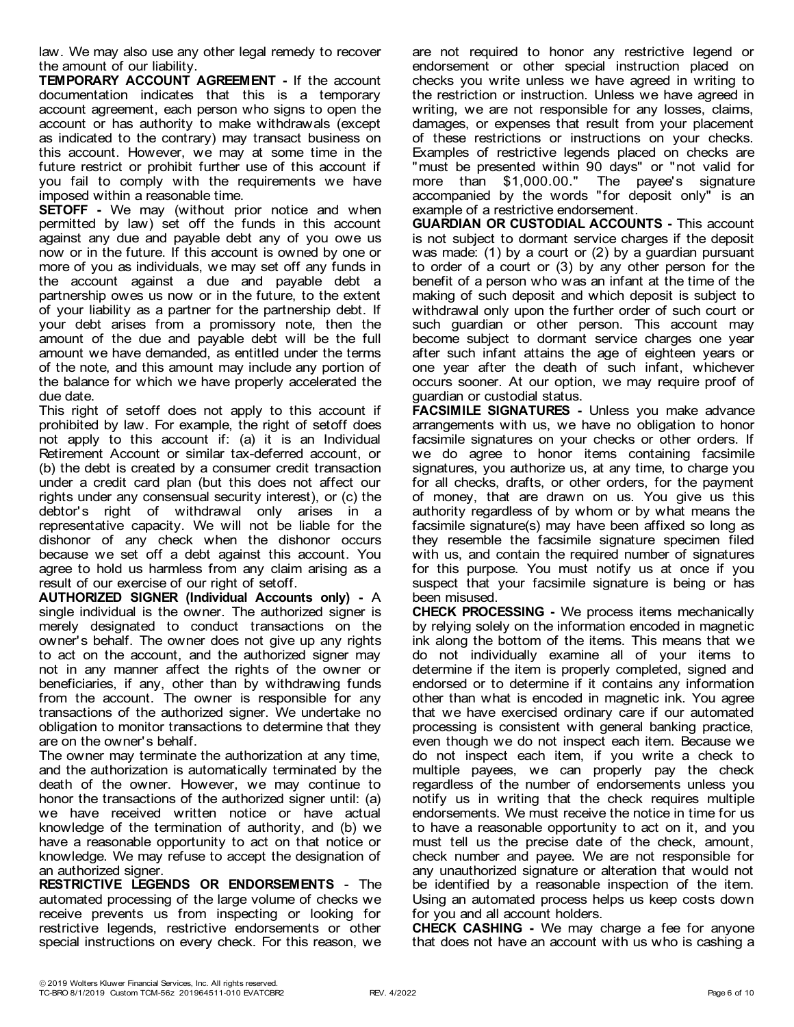law. We may also use any other legal remedy to recover the amount of our liability.

**TEMPORARY ACCOUNT AGREEMENT -** If the account documentation indicates that this is a temporary account agreement, each person who signs to open the account or has authority to make withdrawals (except as indicated to the contrary) may transact business on this account. However, we may at some time in the future restrict or prohibit further use of this account if you fail to comply with the requirements we have imposed within a reasonable time.

**SETOFF -** We may (without prior notice and when permitted by law) set off the funds in this account against any due and payable debt any of you owe us now or in the future. If this account is owned by one or more of you as individuals, we may set off any funds in the account against a due and payable debt a partnership owes us now or in the future, to the extent of your liability as a partner for the partnership debt. If your debt arises from a promissory note, then the amount of the due and payable debt will be the full amount we have demanded, as entitled under the terms of the note, and this amount may include any portion of the balance for which we have properly accelerated the due date.

This right of setoff does not apply to this account if prohibited by law. For example, the right of setoff does not apply to this account if: (a) it is an Individual Retirement Account or similar tax-deferred account, or (b) the debt is created by a consumer credit transaction under a credit card plan (but this does not affect our rights under any consensual security interest), or (c) the debtor's right of withdrawal only arises in a representative capacity. We will not be liable for the dishonor of any check when the dishonor occurs because we set off a debt against this account. You agree to hold us harmless from any claim arising as a result of our exercise of our right of setoff.

**AUTHORIZED SIGNER (Individual Accounts only) -** A single individual is the owner. The authorized signer is merely designated to conduct transactions on the owner's behalf. The owner does not give up any rights to act on the account, and the authorized signer may not in any manner affect the rights of the owner or beneficiaries, if any, other than by withdrawing funds from the account. The owner is responsible for any transactions of the authorized signer. We undertake no obligation to monitor transactions to determine that they are on the owner's behalf.

The owner may terminate the authorization at any time, and the authorization is automatically terminated by the death of the owner. However, we may continue to honor the transactions of the authorized signer until: (a) we have received written notice or have actual knowledge of the termination of authority, and (b) we have a reasonable opportunity to act on that notice or knowledge. We may refuse to accept the designation of an authorized signer.

**RESTRICTIVE LEGENDS OR ENDORSEMENTS** - The automated processing of the large volume of checks we receive prevents us from inspecting or looking for restrictive legends, restrictive endorsements or other special instructions on every check. For this reason, we are not required to honor any restrictive legend or endorsement or other special instruction placed on checks you write unless we have agreed in writing to the restriction or instruction. Unless we have agreed in writing, we are not responsible for any losses, claims, damages, or expenses that result from your placement of these restrictions or instructions on your checks. Examples of restrictive legends placed on checks are "must be presented within 90 days" or "not valid for more than $1,000.00." The payee's signature accompanied by the words "for deposit only" is an example of a restrictive endorsement.

**GUARDIAN OR CUSTODIAL ACCOUNTS -** This account is not subject to dormant service charges if the deposit was made: (1) by a court or (2) by a guardian pursuant to order of a court or (3) by any other person for the benefit of a person who was an infant at the time of the making of such deposit and which deposit is subject to withdrawal only upon the further order of such court or such guardian or other person. This account may become subject to dormant service charges one year after such infant attains the age of eighteen years or one year after the death of such infant, whichever occurs sooner. At our option, we may require proof of guardian or custodial status.

**FACSIMILE SIGNATURES -** Unless you make advance arrangements with us, we have no obligation to honor facsimile signatures on your checks or other orders. If we do agree to honor items containing facsimile signatures, you authorize us, at any time, to charge you for all checks, drafts, or other orders, for the payment of money, that are drawn on us. You give us this authority regardless of by whom or by what means the facsimile signature(s) may have been affixed so long as they resemble the facsimile signature specimen filed with us, and contain the required number of signatures for this purpose. You must notify us at once if you suspect that your facsimile signature is being or has been misused.

**CHECK PROCESSING -** We process items mechanically by relying solely on the information encoded in magnetic ink along the bottom of the items. This means that we do not individually examine all of your items to determine if the item is properly completed, signed and endorsed or to determine if it contains any information other than what is encoded in magnetic ink. You agree that we have exercised ordinary care if our automated processing is consistent with general banking practice, even though we do not inspect each item. Because we do not inspect each item, if you write a check to multiple payees, we can properly pay the check regardless of the number of endorsements unless you notify us in writing that the check requires multiple endorsements. We must receive the notice in time for us to have a reasonable opportunity to act on it, and you must tell us the precise date of the check, amount, check number and payee. We are not responsible for any unauthorized signature or alteration that would not be identified by a reasonable inspection of the item. Using an automated process helps us keep costs down for you and all account holders.

**CHECK CASHING -** We may charge a fee for anyone that does not have an account with us who is cashing a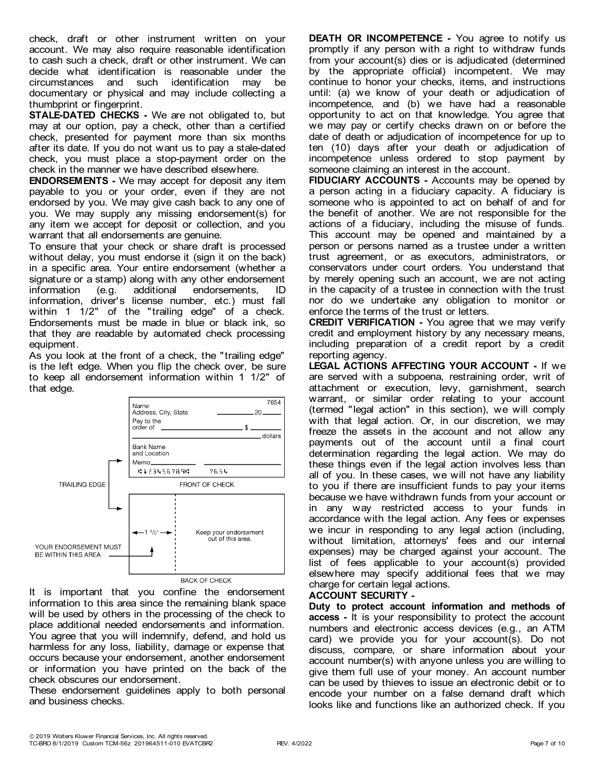check, draft or other instrument written on your account. We may also require reasonable identification to cash such a check, draft or other instrument. We can decide what identification is reasonable under the circumstances and such identification may be documentary or physical and may include collecting a thumbprint or fingerprint.

**STALE-DATED CHECKS -** We are not obligated to, but may at our option, pay a check, other than a certified check, presented for payment more than six months after its date. If you do not want us to pay a stale-dated check, you must place a stop-payment order on the check in the manner we have described elsewhere.

**ENDORSEMENTS -** We may accept for deposit any item payable to you or your order, even if they are not endorsed by you. We may give cash back to any one of you. We may supply any missing endorsement(s) for any item we accept for deposit or collection, and you warrant that all endorsements are genuine.

To ensure that your check or share draft is processed without delay, you must endorse it (sign it on the back) in a specific area. Your entire endorsement (whether a signature or a stamp) along with any other endorsement information (e.g. additional endorsements, ID information, driver's license number, etc.) must fall within 1 1/2" of the "trailing edge" of a check. Endorsements must be made in blue or black ink, so that they are readable by automated check processing equipment.

As you look at the front of a check, the "trailing edge" is the left edge. When you flip the check over, be sure to keep all endorsement information within 1 1/2" of that edge.

It is important that you confine the endorsement information to this area since the remaining blank space will be used by others in the processing of the check to place additional needed endorsements and information. You agree that you will indemnify, defend, and hold us harmless for any loss, liability, damage or expense that occurs because your endorsement, another endorsement or information you have printed on the back of the check obscures our endorsement.

These endorsement guidelines apply to both personal and business checks.

**DEATH OR INCOMPETENCE -** You agree to notify us promptly if any person with a right to withdraw funds from your account(s) dies or is adjudicated (determined by the appropriate official) incompetent. We may continue to honor your checks, items, and instructions until: (a) we know of your death or adjudication of incompetence, and (b) we have had a reasonable opportunity to act on that knowledge. You agree that we may pay or certify checks drawn on or before the date of death or adjudication of incompetence for up to ten (10) days after your death or adjudication of incompetence unless ordered to stop payment by someone claiming an interest in the account.

**FIDUCIARY ACCOUNTS -** Accounts may be opened by a person acting in a fiduciary capacity. A fiduciary is someone who is appointed to act on behalf of and for the benefit of another. We are not responsible for the actions of a fiduciary, including the misuse of funds. This account may be opened and maintained by a person or persons named as a trustee under a written trust agreement, or as executors, administrators, or conservators under court orders. You understand that by merely opening such an account, we are not acting in the capacity of a trustee in connection with the trust nor do we undertake any obligation to monitor or enforce the terms of the trust or letters.

**CREDIT VERIFICATION -** You agree that we may verify credit and employment history by any necessary means, including preparation of a credit report by a credit reporting agency.

**LEGAL ACTIONS AFFECTING YOUR ACCOUNT -** If we are served with a subpoena, restraining order, writ of attachment or execution, levy, garnishment, search warrant, or similar order relating to your account (termed "legal action" in this section), we will comply with that legal action. Or, in our discretion, we may freeze the assets in the account and not allow any payments out of the account until a final court determination regarding the legal action. We may do these things even if the legal action involves less than all of you. In these cases, we will not have any liability to you if there are insufficient funds to pay your items because we have withdrawn funds from your account or in any way restricted access to your funds in accordance with the legal action. Any fees or expenses we incur in responding to any legal action (including, without limitation, attorneys' fees and our internal expenses) may be charged against your account. The list of fees applicable to your account(s) provided elsewhere may specify additional fees that we may charge for certain legal actions.

**ACCOUNT SECURITY -**

**Duty to protect account information and methods of access -** It is your responsibility to protect the account numbers and electronic access devices (e.g., an ATM card) we provide you for your account(s). Do not discuss, compare, or share information about your account number(s) with anyone unless you are willing to give them full use of your money. An account number can be used by thieves to issue an electronic debit or to encode your number on a false demand draft which looks like and functions like an authorized check. If you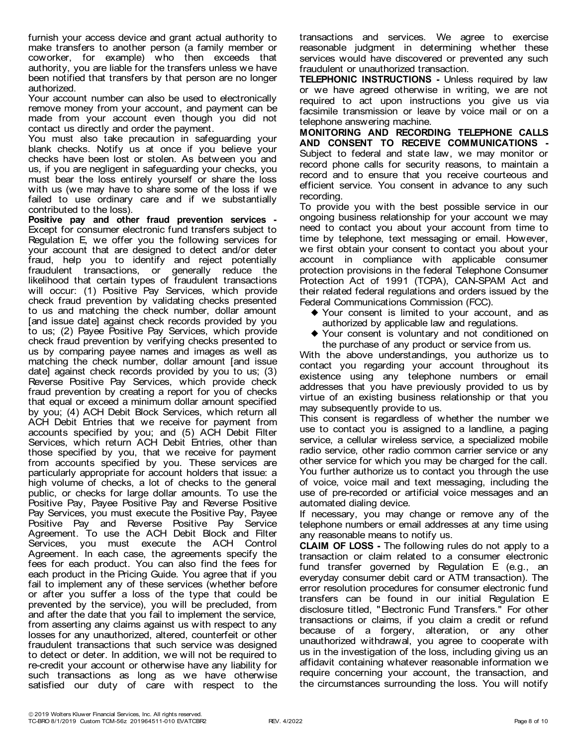furnish your access device and grant actual authority to make transfers to another person (a family member or coworker, for example) who then exceeds that authority, you are liable for the transfers unless we have been notified that transfers by that person are no longer authorized.

Your account number can also be used to electronically remove money from your account, and payment can be made from your account even though you did not contact us directly and order the payment.

You must also take precaution in safeguarding your blank checks. Notify us at once if you believe your checks have been lost or stolen. As between you and us, if you are negligent in safeguarding your checks, you must bear the loss entirely yourself or share the loss with us (we may have to share some of the loss if we failed to use ordinary care and if we substantially contributed to the loss).

**Positive pay and other fraud prevention services -** Except for consumer electronic fund transfers subject to Regulation E, we offer you the following services for your account that are designed to detect and/or deter fraud, help you to identify and reject potentially fraudulent transactions, or generally reduce the likelihood that certain types of fraudulent transactions will occur: (1) Positive Pay Services, which provide check fraud prevention by validating checks presented to us and matching the check number, dollar amount [and issue date] against check records provided by you to us; (2) Payee Positive Pay Services, which provide check fraud prevention by verifying checks presented to us by comparing payee names and images as well as matching the check number, dollar amount [and issue date] against check records provided by you to us; (3) Reverse Positive Pay Services, which provide check fraud prevention by creating a report for you of checks that equal or exceed a minimum dollar amount specified by you; (4) ACH Debit Block Services, which return all ACH Debit Entries that we receive for payment from accounts specified by you; and (5) ACH Debit Filter Services, which return ACH Debit Entries, other than those specified by you, that we receive for payment from accounts specified by you. These services are particularly appropriate for account holders that issue: a high volume of checks, a lot of checks to the general public, or checks for large dollar amounts. To use the Positive Pay, Payee Positive Pay and Reverse Positive Pay Services, you must execute the Positive Pay, Payee Positive Pay and Reverse Positive Pay Service Agreement. To use the ACH Debit Block and Filter Services, you must execute the ACH Control Agreement. In each case, the agreements specify the fees for each product. You can also find the fees for each product in the Pricing Guide. You agree that if you fail to implement any of these services (whether before or after you suffer a loss of the type that could be prevented by the service), you will be precluded, from and after the date that you fail to implement the service, from asserting any claims against us with respect to any losses for any unauthorized, altered, counterfeit or other fraudulent transactions that such service was designed to detect or deter. In addition, we will not be required to re-credit your account or otherwise have any liability for such transactions as long as we have otherwise satisfied our duty of care with respect to the transactions and services. We agree to exercise reasonable judgment in determining whether these services would have discovered or prevented any such fraudulent or unauthorized transaction.

**TELEPHONIC INSTRUCTIONS -** Unless required by law or we have agreed otherwise in writing, we are not required to act upon instructions you give us via facsimile transmission or leave by voice mail or on a telephone answering machine.

**MONITORING AND RECORDING TELEPHONE CALLS AND CONSENT TO RECEIVE COMMUNICATIONS -** Subject to federal and state law, we may monitor or record phone calls for security reasons, to maintain a record and to ensure that you receive courteous and efficient service. You consent in advance to any such recording.

To provide you with the best possible service in our ongoing business relationship for your account we may need to contact you about your account from time to time by telephone, text messaging or email. However, we first obtain your consent to contact you about your account in compliance with applicable consumer protection provisions in the federal Telephone Consumer Protection Act of 1991 (TCPA), CAN-SPAM Act and their related federal regulations and orders issued by the Federal Communications Commission (FCC).

- Your consent is limited to your account, and as authorized by applicable law and regulations.
- Your consent is voluntary and not conditioned on the purchase of any product or service from us.

With the above understandings, you authorize us to contact you regarding your account throughout its existence using any telephone numbers or email addresses that you have previously provided to us by virtue of an existing business relationship or that you may subsequently provide to us.

This consent is regardless of whether the number we use to contact you is assigned to a landline, a paging service, a cellular wireless service, a specialized mobile radio service, other radio common carrier service or any other service for which you may be charged for the call. You further authorize us to contact you through the use of voice, voice mail and text messaging, including the use of pre-recorded or artificial voice messages and an automated dialing device.

If necessary, you may change or remove any of the telephone numbers or email addresses at any time using any reasonable means to notify us.

**CLAIM OF LOSS -** The following rules do not apply to a transaction or claim related to a consumer electronic fund transfer governed by Regulation E (e.g., an everyday consumer debit card or ATM transaction). The error resolution procedures for consumer electronic fund transfers can be found in our initial Regulation E disclosure titled, "Electronic Fund Transfers." For other transactions or claims, if you claim a credit or refund because of a forgery, alteration, or any other unauthorized withdrawal, you agree to cooperate with us in the investigation of the loss, including giving us an affidavit containing whatever reasonable information we require concerning your account, the transaction, and the circumstances surrounding the loss. You will notify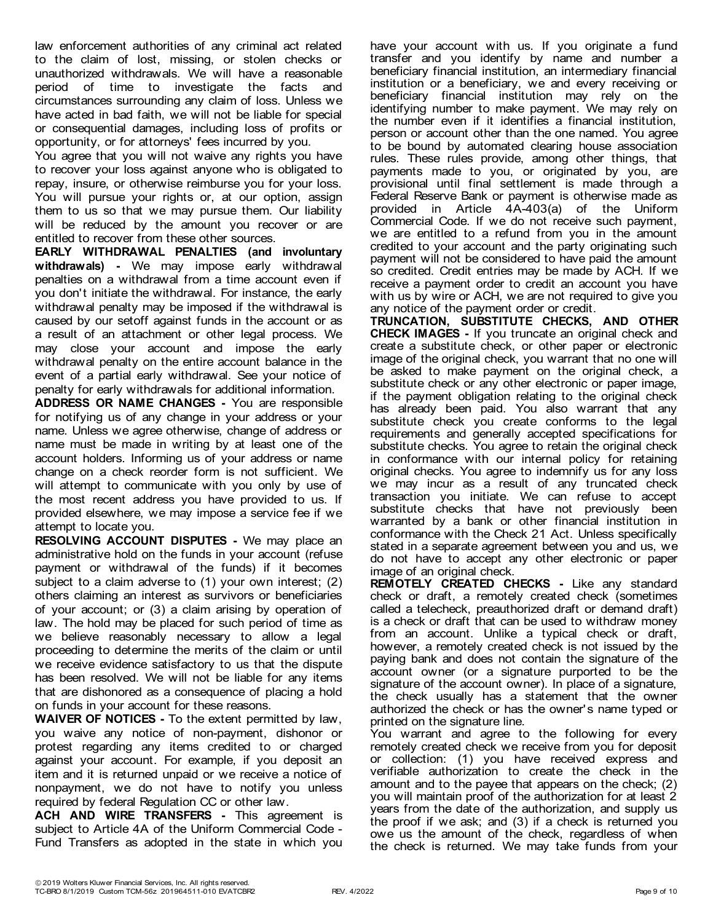law enforcement authorities of any criminal act related to the claim of lost, missing, or stolen checks or unauthorized withdrawals. We will have a reasonable period of time to investigate the facts and circumstances surrounding any claim of loss. Unless we have acted in bad faith, we will not be liable for special or consequential damages, including loss of profits or opportunity, or for attorneys' fees incurred by you.

You agree that you will not waive any rights you have to recover your loss against anyone who is obligated to repay, insure, or otherwise reimburse you for your loss. You will pursue your rights or, at our option, assign them to us so that we may pursue them. Our liability will be reduced by the amount you recover or are entitled to recover from these other sources.

**EARLY WITHDRAWAL PENALTIES (and involuntary withdrawals) -** We may impose early withdrawal penalties on a withdrawal from a time account even if you don't initiate the withdrawal. For instance, the early withdrawal penalty may be imposed if the withdrawal is caused by our setoff against funds in the account or as a result of an attachment or other legal process. We may close your account and impose the early withdrawal penalty on the entire account balance in the event of a partial early withdrawal. See your notice of penalty for early withdrawals for additional information.

**ADDRESS OR NAME CHANGES -** You are responsible for notifying us of any change in your address or your name. Unless we agree otherwise, change of address or name must be made in writing by at least one of the account holders. Informing us of your address or name change on a check reorder form is not sufficient. We will attempt to communicate with you only by use of the most recent address you have provided to us. If provided elsewhere, we may impose a service fee if we attempt to locate you.

**RESOLVING ACCOUNT DISPUTES -** We may place an administrative hold on the funds in your account (refuse payment or withdrawal of the funds) if it becomes subject to a claim adverse to (1) your own interest; (2) others claiming an interest as survivors or beneficiaries of your account; or (3) a claim arising by operation of law. The hold may be placed for such period of time as we believe reasonably necessary to allow a legal proceeding to determine the merits of the claim or until we receive evidence satisfactory to us that the dispute has been resolved. We will not be liable for any items that are dishonored as a consequence of placing a hold on funds in your account for these reasons.

**WAIVER OF NOTICES -** To the extent permitted by law, you waive any notice of non-payment, dishonor or protest regarding any items credited to or charged against your account. For example, if you deposit an item and it is returned unpaid or we receive a notice of nonpayment, we do not have to notify you unless required by federal Regulation CC or other law.

**ACH AND WIRE TRANSFERS -** This agreement is subject to Article 4A of the Uniform Commercial Code - Fund Transfers as adopted in the state in which you have your account with us. If you originate a fund transfer and you identify by name and number a beneficiary financial institution, an intermediary financial institution or a beneficiary, we and every receiving or beneficiary financial institution may rely on the identifying number to make payment. We may rely on the number even if it identifies a financial institution, person or account other than the one named. You agree to be bound by automated clearing house association rules. These rules provide, among other things, that payments made to you, or originated by you, are provisional until final settlement is made through a Federal Reserve Bank or payment is otherwise made as provided in Article 4A-403(a) of the Uniform Commercial Code. If we do not receive such payment, we are entitled to a refund from you in the amount credited to your account and the party originating such payment will not be considered to have paid the amount so credited. Credit entries may be made by ACH. If we receive a payment order to credit an account you have with us by wire or ACH, we are not required to give you any notice of the payment order or credit.

**TRUNCATION, SUBSTITUTE CHECKS, AND OTHER CHECK IMAGES -** If you truncate an original check and create a substitute check, or other paper or electronic image of the original check, you warrant that no one will be asked to make payment on the original check, a substitute check or any other electronic or paper image, if the payment obligation relating to the original check has already been paid. You also warrant that any substitute check you create conforms to the legal requirements and generally accepted specifications for substitute checks. You agree to retain the original check in conformance with our internal policy for retaining original checks. You agree to indemnify us for any loss we may incur as a result of any truncated check transaction you initiate. We can refuse to accept substitute checks that have not previously been warranted by a bank or other financial institution in conformance with the Check 21 Act. Unless specifically stated in a separate agreement between you and us, we do not have to accept any other electronic or paper image of an original check.

**REMOTELY CREATED CHECKS -** Like any standard check or draft, a remotely created check (sometimes called a telecheck, preauthorized draft or demand draft) is a check or draft that can be used to withdraw money from an account. Unlike a typical check or draft, however, a remotely created check is not issued by the paying bank and does not contain the signature of the account owner (or a signature purported to be the signature of the account owner). In place of a signature, the check usually has a statement that the owner authorized the check or has the owner's name typed or printed on the signature line.

You warrant and agree to the following for every remotely created check we receive from you for deposit or collection: (1) you have received express and verifiable authorization to create the check in the amount and to the payee that appears on the check; (2) you will maintain proof of the authorization for at least 2 years from the date of the authorization, and supply us the proof if we ask; and (3) if a check is returned you owe us the amount of the check, regardless of when the check is returned. We may take funds from your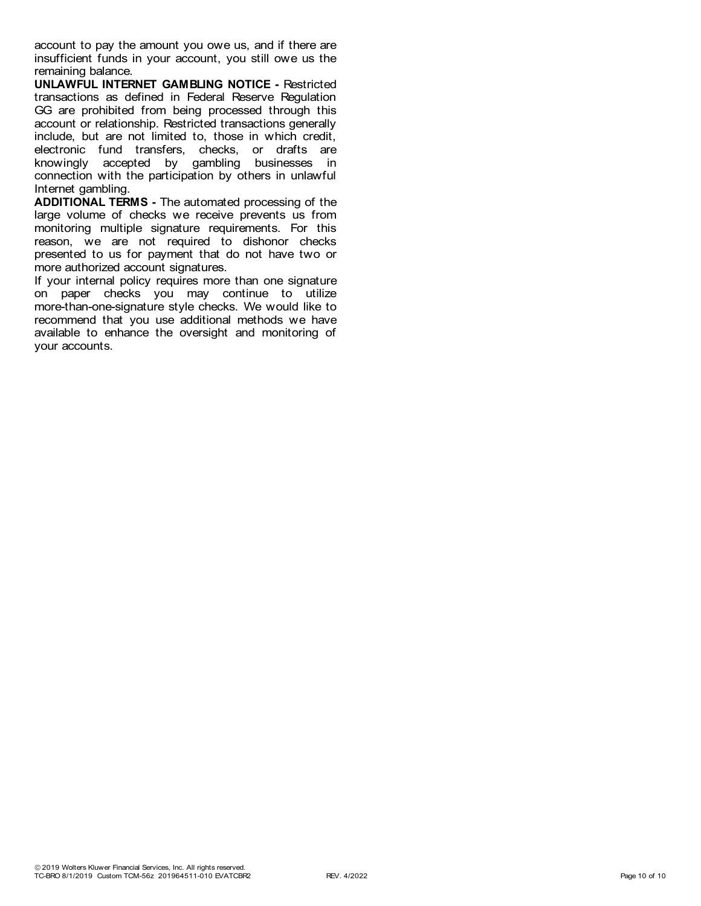account to pay the amount you owe us, and if there are insufficient funds in your account, you still owe us the remaining balance.

**UNLAWFUL INTERNET GAMBLING NOTICE -** Restricted transactions as defined in Federal Reserve Regulation GG are prohibited from being processed through this account or relationship. Restricted transactions generally include, but are not limited to, those in which credit, electronic fund transfers, checks, or drafts are knowingly accepted by gambling businesses in connection with the participation by others in unlawful Internet gambling.

**ADDITIONAL TERMS -** The automated processing of the large volume of checks we receive prevents us from monitoring multiple signature requirements. For this reason, we are not required to dishonor checks presented to us for payment that do not have two or more authorized account signatures.

If your internal policy requires more than one signature on paper checks you may continue to utilize more-than-one-signature style checks. We would like to recommend that you use additional methods we have available to enhance the oversight and monitoring of your accounts.

© 2019 Wolters Kluwer Financial Services, Inc. All rights reserved.
TC-BRO 8/1/2019 Custom TCM-56z 201964511-010 EVATCBR2 REV. 4/2022